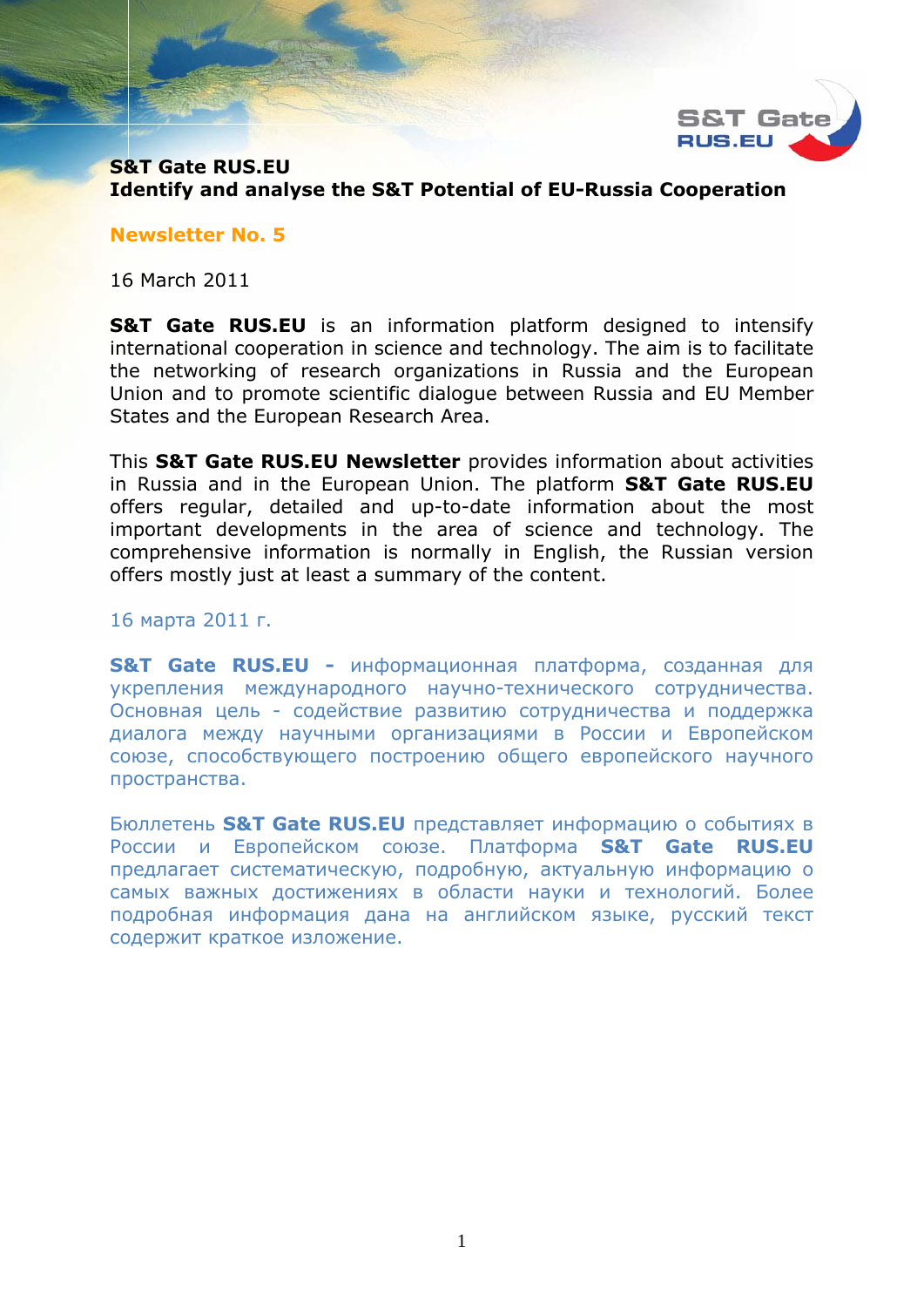**S&T Gate RUS.EU**
**Identify and analyse the S&T Potential of EU-Russia Cooperation**

## Newsletter No. 5

16 March 2011

**S&T Gate RUS.EU** is an information platform designed to intensify international cooperation in science and technology. The aim is to facilitate the networking of research organizations in Russia and the European Union and to promote scientific dialogue between Russia and EU Member States and the European Research Area.

This **S&T Gate RUS.EU Newsletter** provides information about activities in Russia and in the European Union. The platform **S&T Gate RUS.EU** offers regular, detailed and up-to-date information about the most important developments in the area of science and technology. The comprehensive information is normally in English, the Russian version offers mostly just at least a summary of the content.

16 марта 2011 г.

**S&T Gate RUS.EU -** информационная платформа, созданная для укрепления международного научно-технического сотрудничества. Основная цель - содействие развитию сотрудничества и поддержка диалога между научными организациями в России и Европейском союзе, способствующего построению общего европейского научного пространства.

Бюллетень **S&T Gate RUS.EU** представляет информацию о событиях в России и Европейском союзе. Платформа **S&T Gate RUS.EU** предлагает систематическую, подробную, актуальную информацию о самых важных достижениях в области науки и технологий. Более подробная информация дана на английском языке, русский текст содержит краткое изложение.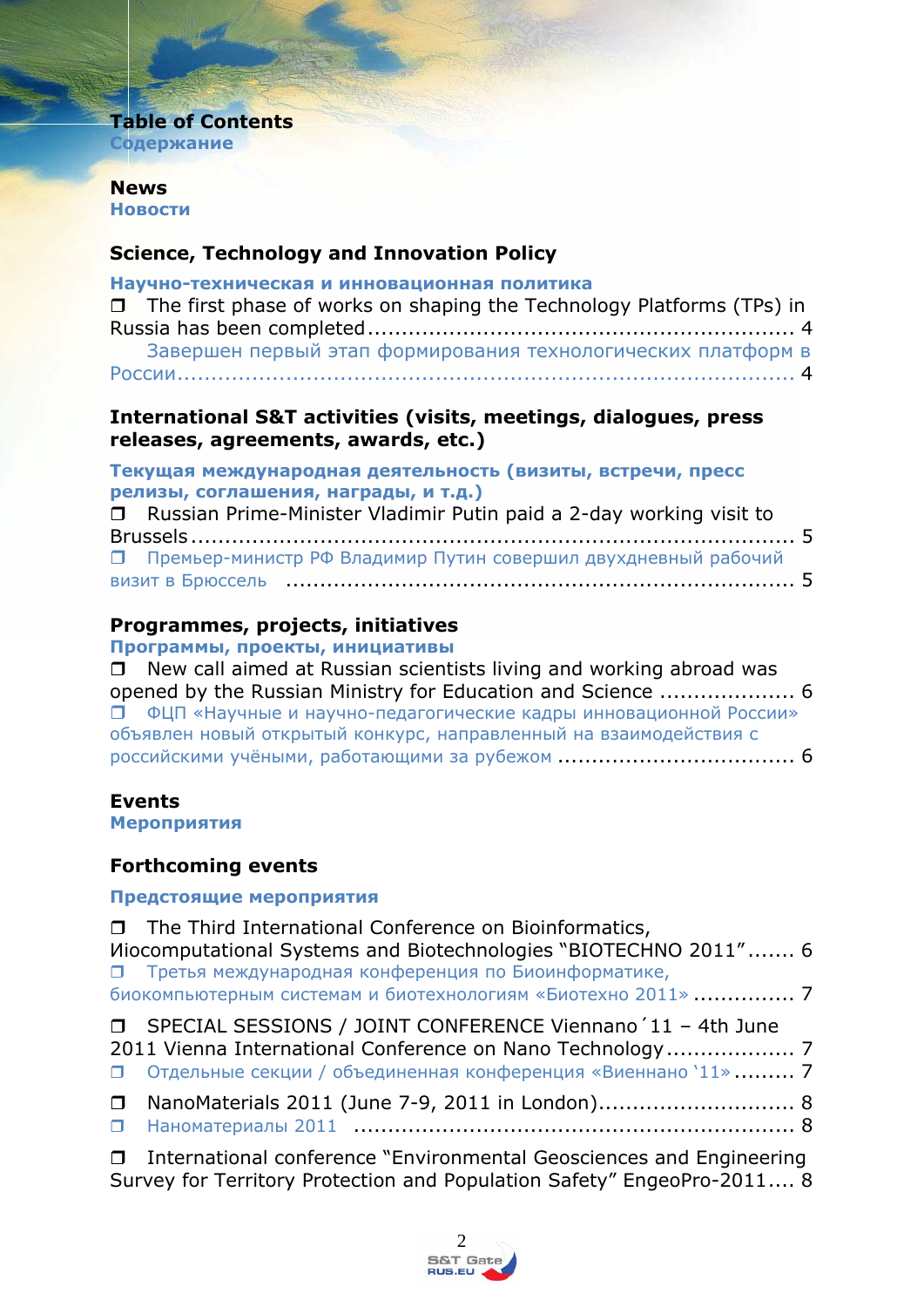# Table of Contents
## Содержание

## News
## Новости

### Science, Technology and Innovation Policy

### Научно-техническая и инновационная политика

❐ The first phase of works on shaping the Technology Platforms (TPs) in Russia has been completed ............................................................. 4

Завершен первый этап формирования технологических платформ в России ................................................................................. 4

### International S&T activities (visits, meetings, dialogues, press releases, agreements, awards, etc.)

### Текущая международная деятельность (визиты, встречи, пресс релизы, соглашения, награды, и т.д.)

❐ Russian Prime-Minister Vladimir Putin paid a 2-day working visit to Brussels ......................................................................................... 5

❐ Премьер-министр РФ Владимир Путин совершил двухдневный рабочий визит в Брюссель ........................................................................ 5

### Programmes, projects, initiatives

### Программы, проекты, инициативы

❐ New call aimed at Russian scientists living and working abroad was opened by the Russian Ministry for Education and Science ................... 6

❐ ФЦП «Научные и научно-педагогические кадры инновационной России» объявлен новый открытый конкурс, направленный на взаимодействия с российскими учёными, работающими за рубежом .................................. 6

## Events
## Мероприятия

### Forthcoming events

### Предстоящие мероприятия

❐ The Third International Conference on Bioinformatics, Иiocomputational Systems and Biotechnologies "BIOTECHNO 2011"....... 6

❐ Третья международная конференция по Биоинформатике, биокомпьютерным системам и биотехнологиям «Биотехно 2011» ............... 7

❐ SPECIAL SESSIONS / JOINT CONFERENCE Viennano´11 – 4th June 2011 Vienna International Conference on Nano Technology ................... 7

❐ Отдельные секции / объединенная конференция «Виеннано '11» ......... 7

❐ NanoMaterials 2011 (June 7-9, 2011 in London)............................. 8

❐ Наноматериалы 2011 ............................................................... 8

❐ International conference "Environmental Geosciences and Engineering Survey for Territory Protection and Population Safety" EngeoPro-2011.... 8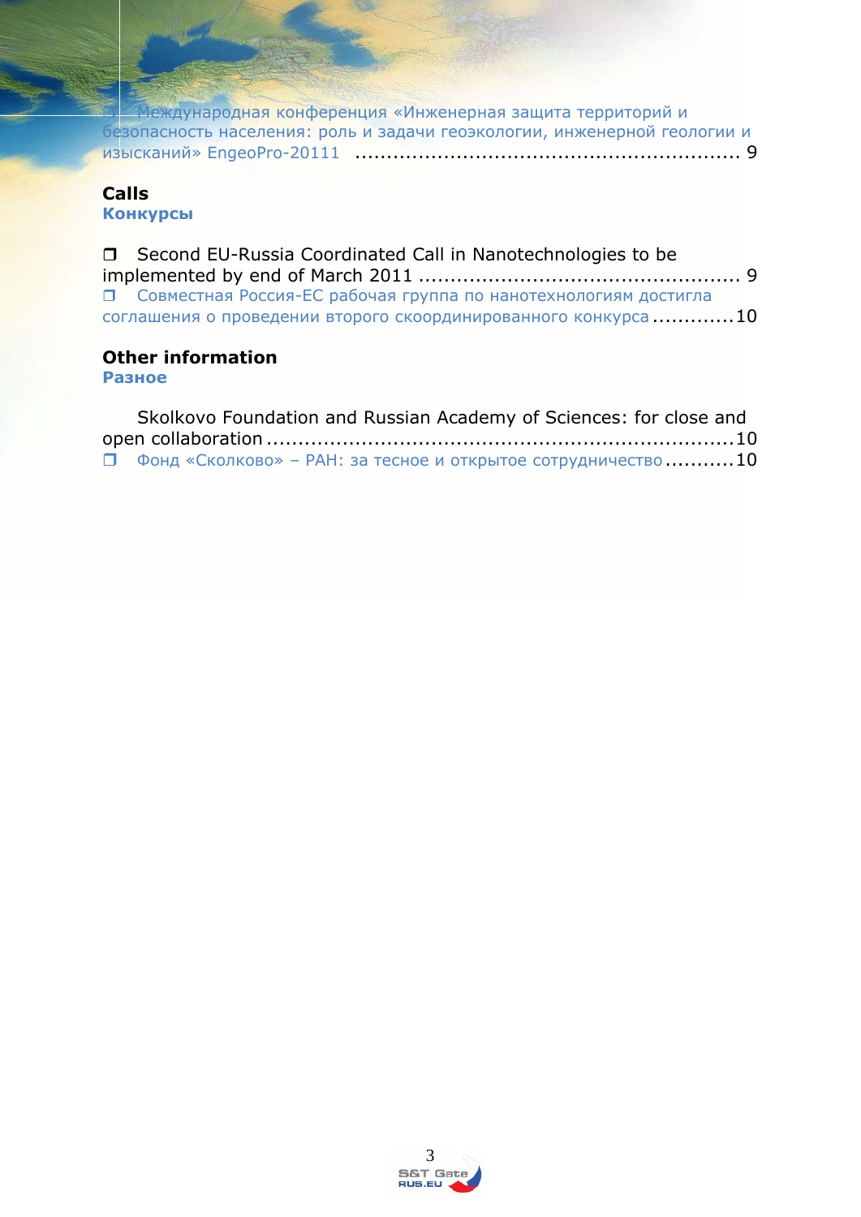❒ Международная конференция «Инженерная защита территорий и безопасность населения: роль и задачи геоэкологии, инженерной геологии и изысканий» EngeoPro-20111 ............................................................ 9

## Calls

**Конкурсы**

❒ Second EU-Russia Coordinated Call in Nanotechnologies to be implemented by end of March 2011 .................................................. 9

❒ Совместная Россия-ЕС рабочая группа по нанотехнологиям достигла соглашения о проведении второго скоординированного конкурса .............10

## Other information

**Разное**

Skolkovo Foundation and Russian Academy of Sciences: for close and open collaboration ........................................................................10

❒ Фонд «Сколково» – РАН: за тесное и открытое сотрудничество ...........10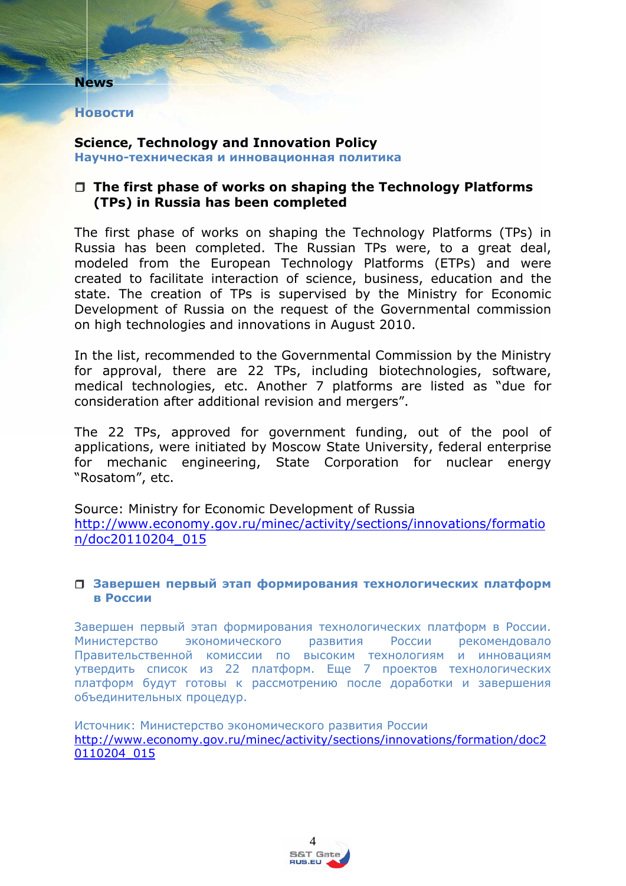# News

# Новости

## Science, Technology and Innovation Policy

## Научно-техническая и инновационная политика

### ❒ The first phase of works on shaping the Technology Platforms (TPs) in Russia has been completed

The first phase of works on shaping the Technology Platforms (TPs) in Russia has been completed. The Russian TPs were, to a great deal, modeled from the European Technology Platforms (ETPs) and were created to facilitate interaction of science, business, education and the state. The creation of TPs is supervised by the Ministry for Economic Development of Russia on the request of the Governmental commission on high technologies and innovations in August 2010.

In the list, recommended to the Governmental Commission by the Ministry for approval, there are 22 TPs, including biotechnologies, software, medical technologies, etc. Another 7 platforms are listed as "due for consideration after additional revision and mergers".

The 22 TPs, approved for government funding, out of the pool of applications, were initiated by Moscow State University, federal enterprise for mechanic engineering, State Corporation for nuclear energy "Rosatom", etc.

Source: Ministry for Economic Development of Russia
http://www.economy.gov.ru/minec/activity/sections/innovations/formation/doc20110204_015

### ❒ Завершен первый этап формирования технологических платформ в России

Завершен первый этап формирования технологических платформ в России. Министерство экономического развития России рекомендовало Правительственной комиссии по высоким технологиям и инновациям утвердить список из 22 платформ. Еще 7 проектов технологических платформ будут готовы к рассмотрению после доработки и завершения объединительных процедур.

Источник: Министерство экономического развития России
http://www.economy.gov.ru/minec/activity/sections/innovations/formation/doc20110204_015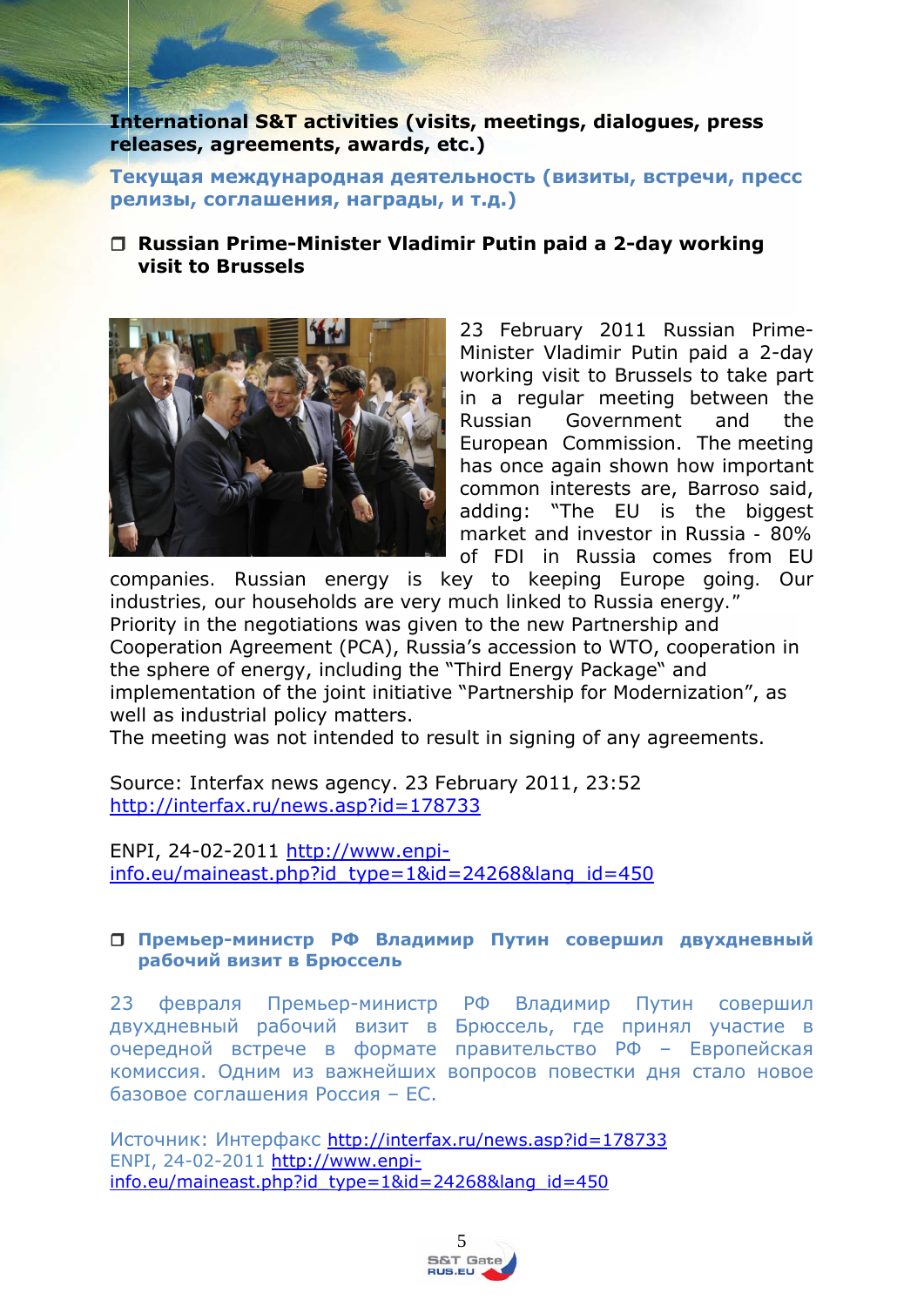## International S&T activities (visits, meetings, dialogues, press releases, agreements, awards, etc.)

## Текущая международная деятельность (визиты, встречи, пресс релизы, соглашения, награды, и т.д.)

### ❒ Russian Prime-Minister Vladimir Putin paid a 2-day working visit to Brussels

23 February 2011 Russian Prime-Minister Vladimir Putin paid a 2-day working visit to Brussels to take part in a regular meeting between the Russian Government and the European Commission. The meeting has once again shown how important common interests are, Barroso said, adding: "The EU is the biggest market and investor in Russia - 80% of FDI in Russia comes from EU companies. Russian energy is key to keeping Europe going. Our industries, our households are very much linked to Russia energy."
Priority in the negotiations was given to the new Partnership and Cooperation Agreement (PCA), Russia's accession to WTO, cooperation in the sphere of energy, including the "Third Energy Package" and implementation of the joint initiative "Partnership for Modernization", as well as industrial policy matters.
The meeting was not intended to result in signing of any agreements.

Source: Interfax news agency. 23 February 2011, 23:52
http://interfax.ru/news.asp?id=178733

ENPI, 24-02-2011 http://www.enpi-info.eu/maineast.php?id_type=1&id=24268&lang_id=450

### ❒ Премьер-министр РФ Владимир Путин совершил двухдневный рабочий визит в Брюссель

23 февраля Премьер-министр РФ Владимир Путин совершил двухдневный рабочий визит в Брюссель, где принял участие в очередной встрече в формате правительство РФ – Европейская комиссия. Одним из важнейших вопросов повестки дня стало новое базовое соглашения Россия – ЕС.

Источник: Интерфакс http://interfax.ru/news.asp?id=178733
ENPI, 24-02-2011 http://www.enpi-info.eu/maineast.php?id_type=1&id=24268&lang_id=450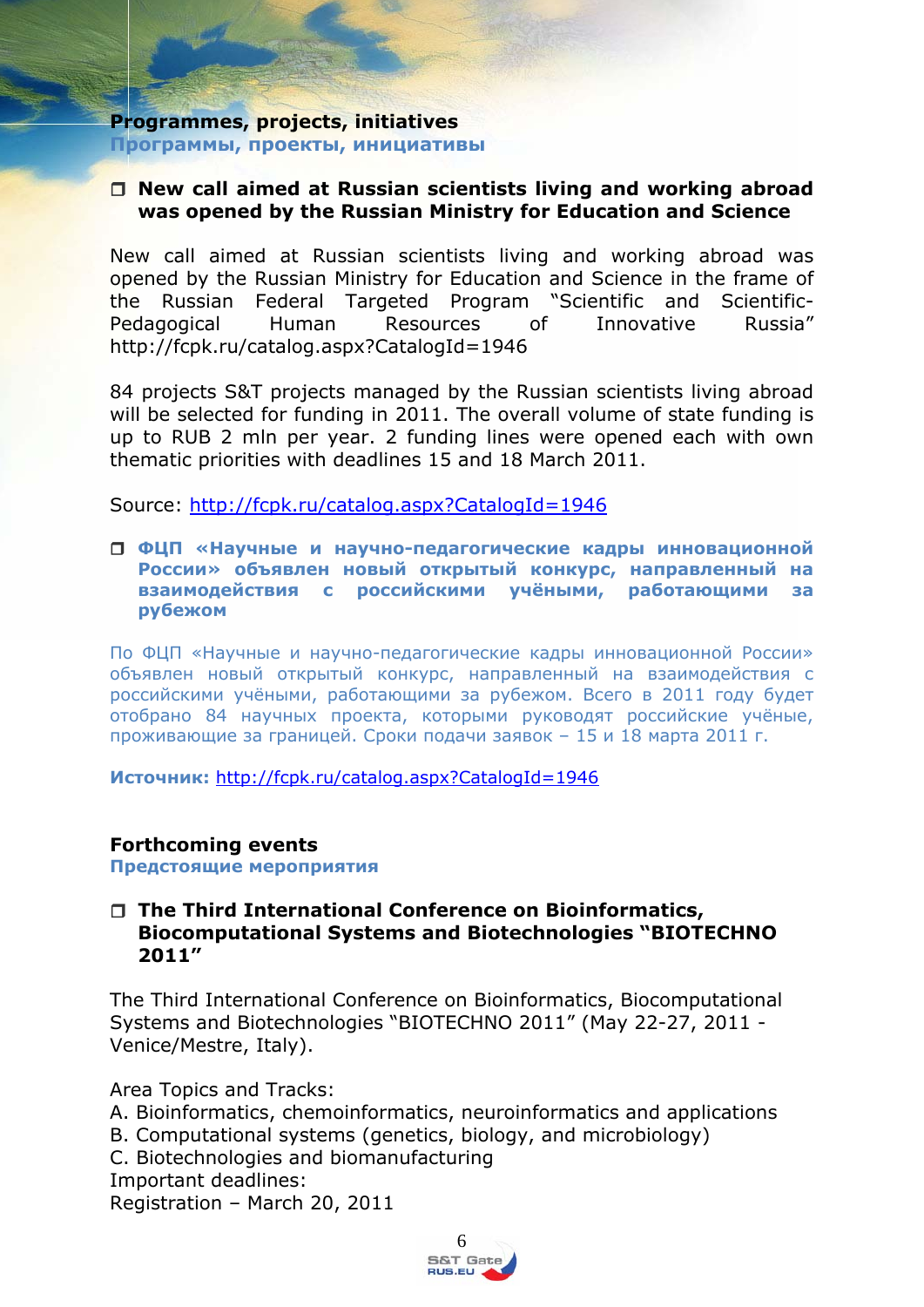## Programmes, projects, initiatives
**Программы, проекты, инициативы**

### ❐ New call aimed at Russian scientists living and working abroad was opened by the Russian Ministry for Education and Science

New call aimed at Russian scientists living and working abroad was opened by the Russian Ministry for Education and Science in the frame of the Russian Federal Targeted Program "Scientific and Scientific-Pedagogical Human Resources of Innovative Russia" http://fcpk.ru/catalog.aspx?CatalogId=1946

84 projects S&T projects managed by the Russian scientists living abroad will be selected for funding in 2011. The overall volume of state funding is up to RUB 2 mln per year. 2 funding lines were opened each with own thematic priorities with deadlines 15 and 18 March 2011.

Source: http://fcpk.ru/catalog.aspx?CatalogId=1946

### ❐ ФЦП «Научные и научно-педагогические кадры инновационной России» объявлен новый открытый конкурс, направленный на взаимодействия с российскими учёными, работающими за рубежом

По ФЦП «Научные и научно-педагогические кадры инновационной России» объявлен новый открытый конкурс, направленный на взаимодействия с российскими учёными, работающими за рубежом. Всего в 2011 году будет отобрано 84 научных проекта, которыми руководят российские учёные, проживающие за границей. Сроки подачи заявок – 15 и 18 марта 2011 г.

**Источник:** http://fcpk.ru/catalog.aspx?CatalogId=1946

## Forthcoming events
**Предстоящие мероприятия**

### ❐ The Third International Conference on Bioinformatics, Biocomputational Systems and Biotechnologies "BIOTECHNO 2011"

The Third International Conference on Bioinformatics, Biocomputational Systems and Biotechnologies "BIOTECHNO 2011" (May 22-27, 2011 - Venice/Mestre, Italy).

Area Topics and Tracks:
A. Bioinformatics, chemoinformatics, neuroinformatics and applications
B. Computational systems (genetics, biology, and microbiology)
C. Biotechnologies and biomanufacturing
Important deadlines:
Registration – March 20, 2011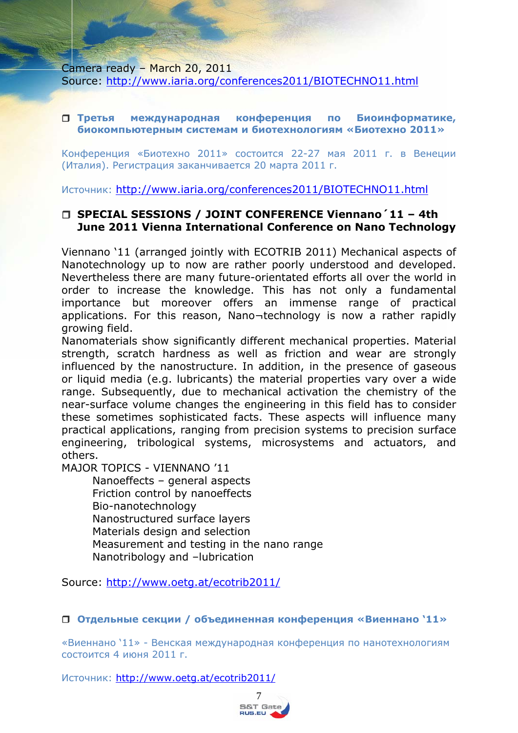Camera ready – March 20, 2011
Source: http://www.iaria.org/conferences2011/BIOTECHNO11.html

- **Третья международная конференция по Биоинформатике, биокомпьютерным системам и биотехнологиям «Биотехно 2011»**

Конференция «Биотехно 2011» состоится 22-27 мая 2011 г. в Венеции (Италия). Регистрация заканчивается 20 марта 2011 г.

Источник: http://www.iaria.org/conferences2011/BIOTECHNO11.html

- **SPECIAL SESSIONS / JOINT CONFERENCE Viennano´11 – 4th June 2011 Vienna International Conference on Nano Technology**

Viennano '11 (arranged jointly with ECOTRIB 2011) Mechanical aspects of Nanotechnology up to now are rather poorly understood and developed. Nevertheless there are many future-orientated efforts all over the world in order to increase the knowledge. This has not only a fundamental importance but moreover offers an immense range of practical applications. For this reason, Nano¬technology is now a rather rapidly growing field.
Nanomaterials show significantly different mechanical properties. Material strength, scratch hardness as well as friction and wear are strongly influenced by the nanostructure. In addition, in the presence of gaseous or liquid media (e.g. lubricants) the material properties vary over a wide range. Subsequently, due to mechanical activation the chemistry of the near-surface volume changes the engineering in this field has to consider these sometimes sophisticated facts. These aspects will influence many practical applications, ranging from precision systems to precision surface engineering, tribological systems, microsystems and actuators, and others.
MAJOR TOPICS - VIENNANO '11

Nanoeffects – general aspects
Friction control by nanoeffects
Bio-nanotechnology
Nanostructured surface layers
Materials design and selection
Measurement and testing in the nano range
Nanotribology and –lubrication

Source: http://www.oetg.at/ecotrib2011/

- **Отдельные секции / объединенная конференция «Виеннано '11»**

«Виеннано '11» - Венская международная конференция по нанотехнологиям состоится 4 июня 2011 г.

Источник: http://www.oetg.at/ecotrib2011/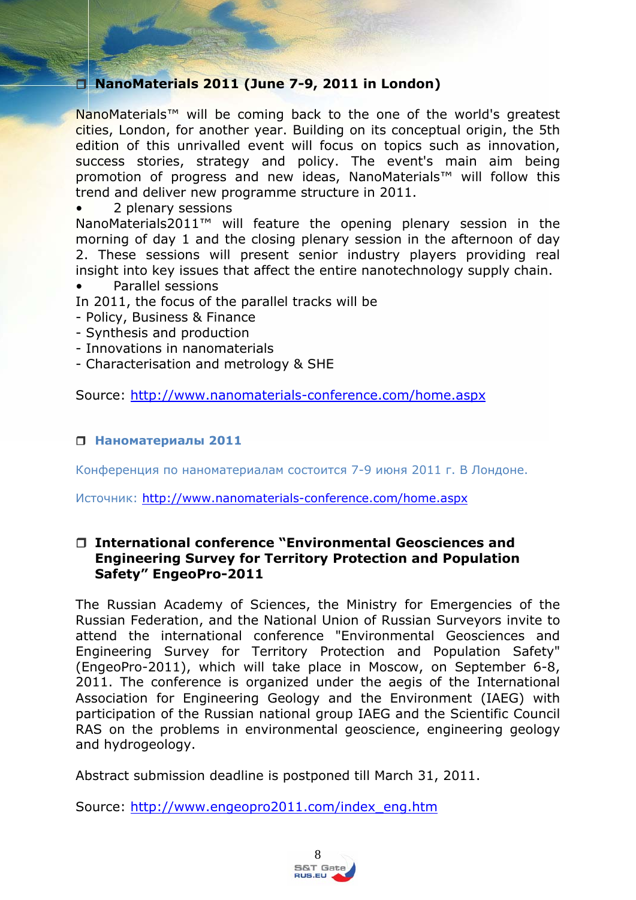## NanoMaterials 2011 (June 7-9, 2011 in London)

NanoMaterials™ will be coming back to the one of the world's greatest cities, London, for another year. Building on its conceptual origin, the 5th edition of this unrivalled event will focus on topics such as innovation, success stories, strategy and policy. The event's main aim being promotion of progress and new ideas, NanoMaterials™ will follow this trend and deliver new programme structure in 2011.

- 2 plenary sessions

NanoMaterials2011™ will feature the opening plenary session in the morning of day 1 and the closing plenary session in the afternoon of day 2. These sessions will present senior industry players providing real insight into key issues that affect the entire nanotechnology supply chain.

- Parallel sessions

In 2011, the focus of the parallel tracks will be

- Policy, Business & Finance
- Synthesis and production
- Innovations in nanomaterials
- Characterisation and metrology & SHE

Source: http://www.nanomaterials-conference.com/home.aspx

## Наноматериалы 2011

Конференция по наноматериалам состоится 7-9 июня 2011 г. В Лондоне.

Источник: http://www.nanomaterials-conference.com/home.aspx

## International conference "Environmental Geosciences and Engineering Survey for Territory Protection and Population Safety" EngeoPro-2011

The Russian Academy of Sciences, the Ministry for Emergencies of the Russian Federation, and the National Union of Russian Surveyors invite to attend the international conference "Environmental Geosciences and Engineering Survey for Territory Protection and Population Safety" (EngeoPro-2011), which will take place in Moscow, on September 6-8, 2011. The conference is organized under the aegis of the International Association for Engineering Geology and the Environment (IAEG) with participation of the Russian national group IAEG and the Scientific Council RAS on the problems in environmental geoscience, engineering geology and hydrogeology.

Abstract submission deadline is postponed till March 31, 2011.

Source: http://www.engeopro2011.com/index_eng.htm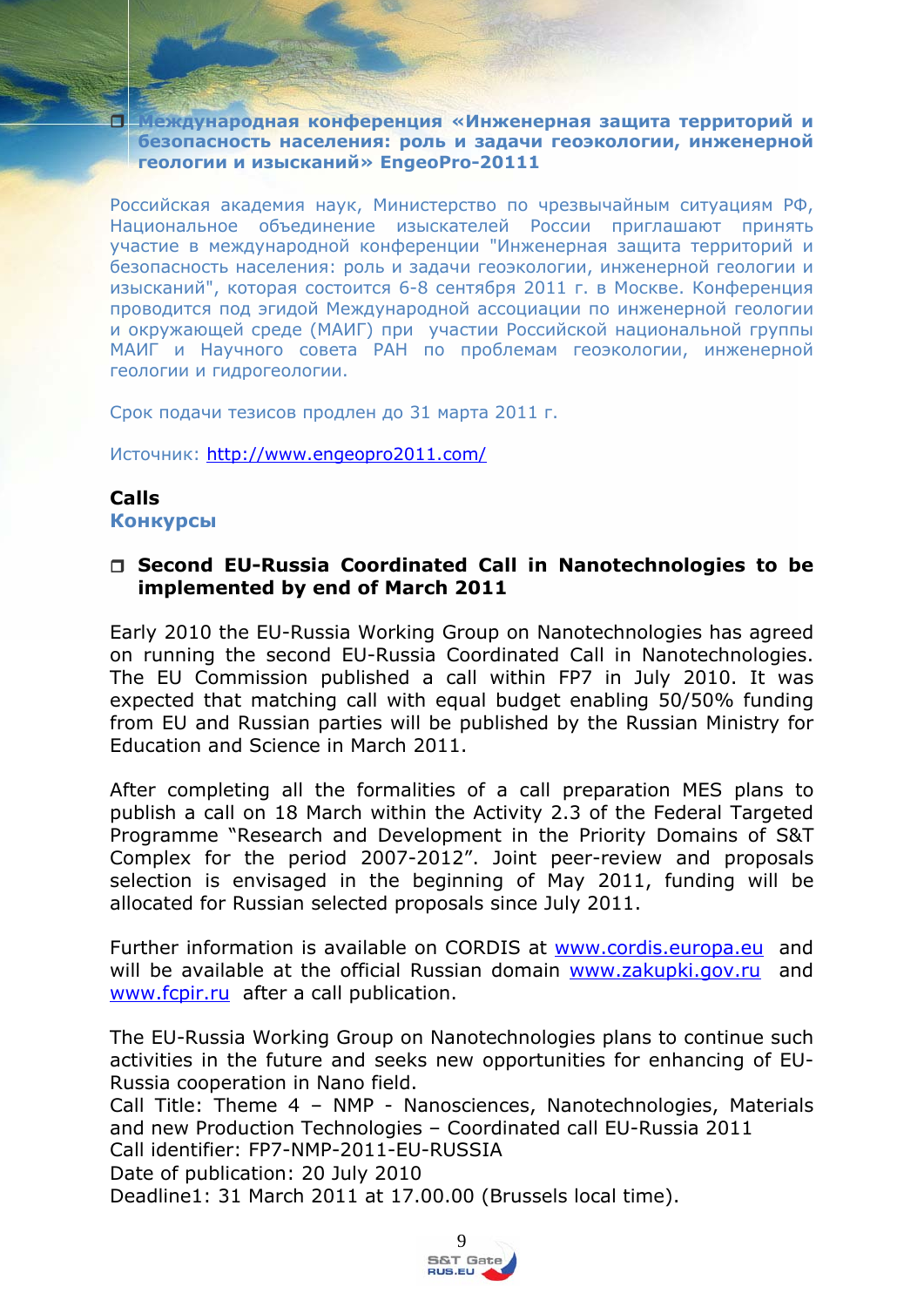- **Международная конференция «Инженерная защита территорий и безопасность населения: роль и задачи геоэкологии, инженерной геологии и изысканий» EngeoPro-20111**

Российская академия наук, Министерство по чрезвычайным ситуациям РФ, Национальное объединение изыскателей России приглашают принять участие в международной конференции "Инженерная защита территорий и безопасность населения: роль и задачи геоэкологии, инженерной геологии и изысканий", которая состоится 6-8 сентября 2011 г. в Москве. Конференция проводится под эгидой Международной ассоциации по инженерной геологии и окружающей среде (МАИГ) при участии Российской национальной группы МАИГ и Научного совета РАН по проблемам геоэкологии, инженерной геологии и гидрогеологии.

Срок подачи тезисов продлен до 31 марта 2011 г.

Источник: http://www.engeopro2011.com/

## Calls
## Конкурсы

- **Second EU-Russia Coordinated Call in Nanotechnologies to be implemented by end of March 2011**

Early 2010 the EU-Russia Working Group on Nanotechnologies has agreed on running the second EU-Russia Coordinated Call in Nanotechnologies. The EU Commission published a call within FP7 in July 2010. It was expected that matching call with equal budget enabling 50/50% funding from EU and Russian parties will be published by the Russian Ministry for Education and Science in March 2011.

After completing all the formalities of a call preparation MES plans to publish a call on 18 March within the Activity 2.3 of the Federal Targeted Programme "Research and Development in the Priority Domains of S&T Complex for the period 2007-2012". Joint peer-review and proposals selection is envisaged in the beginning of May 2011, funding will be allocated for Russian selected proposals since July 2011.

Further information is available on CORDIS at www.cordis.europa.eu and will be available at the official Russian domain www.zakupki.gov.ru and www.fcpir.ru after a call publication.

The EU-Russia Working Group on Nanotechnologies plans to continue such activities in the future and seeks new opportunities for enhancing of EU-Russia cooperation in Nano field.
Call Title: Theme 4 – NMP - Nanosciences, Nanotechnologies, Materials and new Production Technologies – Coordinated call EU-Russia 2011
Call identifier: FP7-NMP-2011-EU-RUSSIA
Date of publication: 20 July 2010
Deadline1: 31 March 2011 at 17.00.00 (Brussels local time).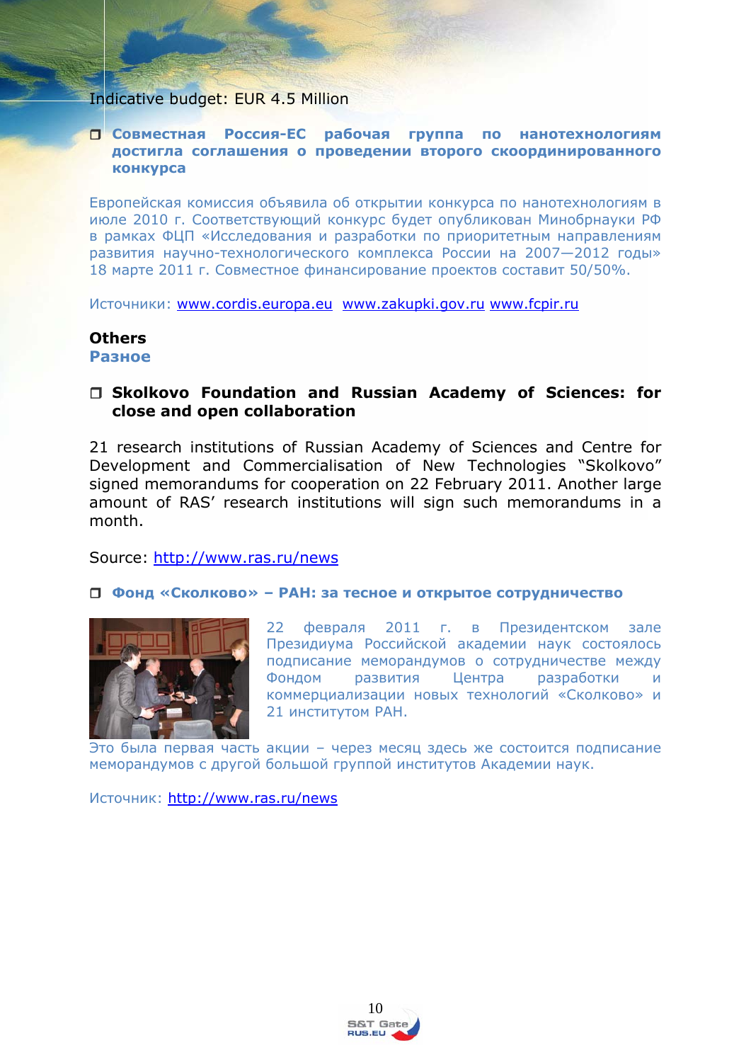Indicative budget: EUR 4.5 Million

- **Совместная Россия-ЕС рабочая группа по нанотехнологиям достигла соглашения о проведении второго скоординированного конкурса**

Европейская комиссия объявила об открытии конкурса по нанотехнологиям в июле 2010 г. Соответствующий конкурс будет опубликован Минобрнауки РФ в рамках ФЦП «Исследования и разработки по приоритетным направлениям развития научно-технологического комплекса России на 2007—2012 годы» 18 марте 2011 г. Совместное финансирование проектов составит 50/50%.

Источники: www.cordis.europa.eu www.zakupki.gov.ru www.fcpir.ru

## Others
## Разное

- **Skolkovo Foundation and Russian Academy of Sciences: for close and open collaboration**

21 research institutions of Russian Academy of Sciences and Centre for Development and Commercialisation of New Technologies "Skolkovo" signed memorandums for cooperation on 22 February 2011. Another large amount of RAS' research institutions will sign such memorandums in a month.

Source: http://www.ras.ru/news

- **Фонд «Сколково» – РАН: за тесное и открытое сотрудничество**

22 февраля 2011 г. в Президентском зале Президиума Российской академии наук состоялось подписание меморандумов о сотрудничестве между Фондом развития Центра разработки и коммерциализации новых технологий «Сколково» и 21 институтом РАН. Это была первая часть акции – через месяц здесь же состоится подписание меморандумов с другой большой группой институтов Академии наук.

Источник: http://www.ras.ru/news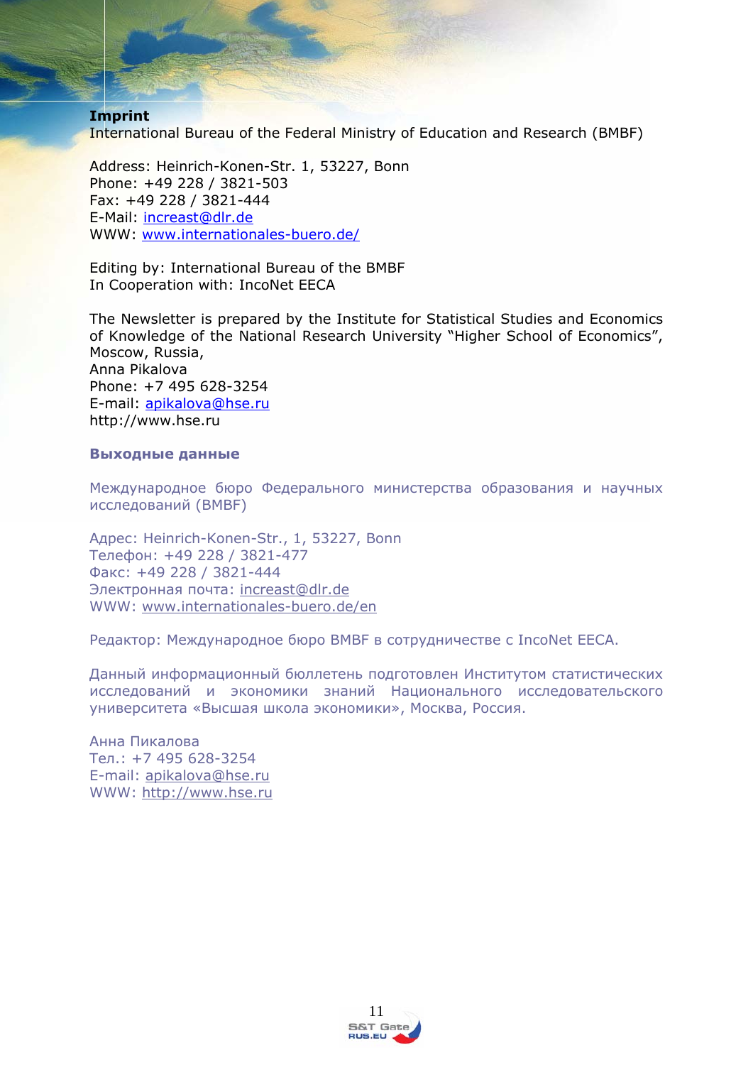**Imprint**
International Bureau of the Federal Ministry of Education and Research (BMBF)

Address: Heinrich-Konen-Str. 1, 53227, Bonn
Phone: +49 228 / 3821-503
Fax: +49 228 / 3821-444
E-Mail: increast@dlr.de
WWW: www.internationales-buero.de/

Editing by: International Bureau of the BMBF
In Cooperation with: IncoNet EECA

The Newsletter is prepared by the Institute for Statistical Studies and Economics of Knowledge of the National Research University "Higher School of Economics", Moscow, Russia,
Anna Pikalova
Phone: +7 495 628-3254
E-mail: apikalova@hse.ru
http://www.hse.ru

**Выходные данные**

Международное бюро Федерального министерства образования и научных исследований (BMBF)

Адрес: Heinrich-Konen-Str., 1, 53227, Bonn
Телефон: +49 228 / 3821-477
Факс: +49 228 / 3821-444
Электронная почта: increast@dlr.de
WWW: www.internationales-buero.de/en

Редактор: Международное бюро BMBF в сотрудничестве с IncoNet EECA.

Данный информационный бюллетень подготовлен Институтом статистических исследований и экономики знаний Национального исследовательского университета «Высшая школа экономики», Москва, Россия.

Анна Пикалова
Тел.: +7 495 628-3254
E-mail: apikalova@hse.ru
WWW: http://www.hse.ru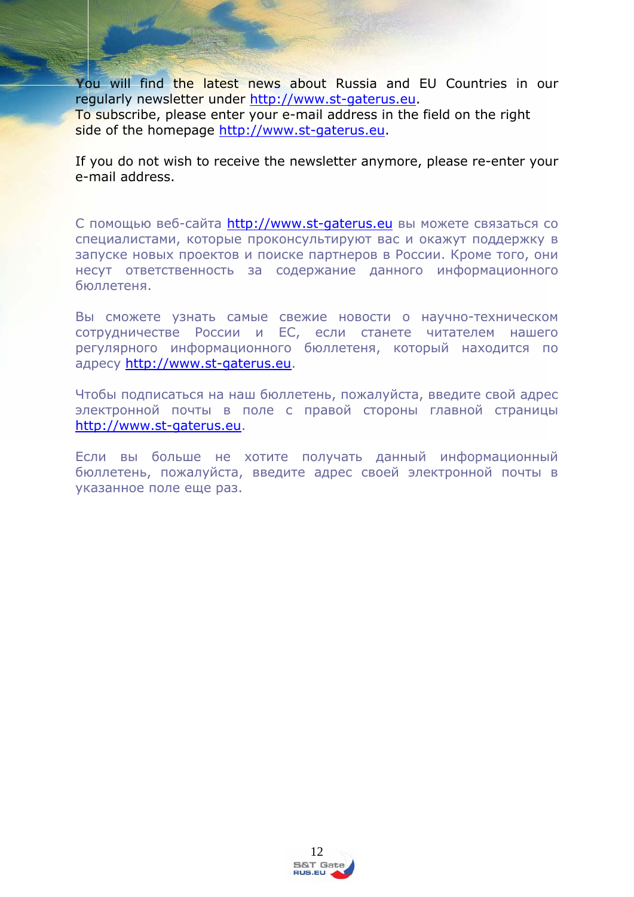You will find the latest news about Russia and EU Countries in our regularly newsletter under http://www.st-gaterus.eu.
To subscribe, please enter your e-mail address in the field on the right side of the homepage http://www.st-gaterus.eu.

If you do not wish to receive the newsletter anymore, please re-enter your e-mail address.

С помощью веб-сайта http://www.st-gaterus.eu вы можете связаться со специалистами, которые проконсультируют вас и окажут поддержку в запуске новых проектов и поиске партнеров в России. Кроме того, они несут ответственность за содержание данного информационного бюллетеня.

Вы сможете узнать самые свежие новости о научно-техническом сотрудничестве России и ЕС, если станете читателем нашего регулярного информационного бюллетеня, который находится по адресу http://www.st-gaterus.eu.

Чтобы подписаться на наш бюллетень, пожалуйста, введите свой адрес электронной почты в поле с правой стороны главной страницы http://www.st-gaterus.eu.

Если вы больше не хотите получать данный информационный бюллетень, пожалуйста, введите адрес своей электронной почты в указанное поле еще раз.